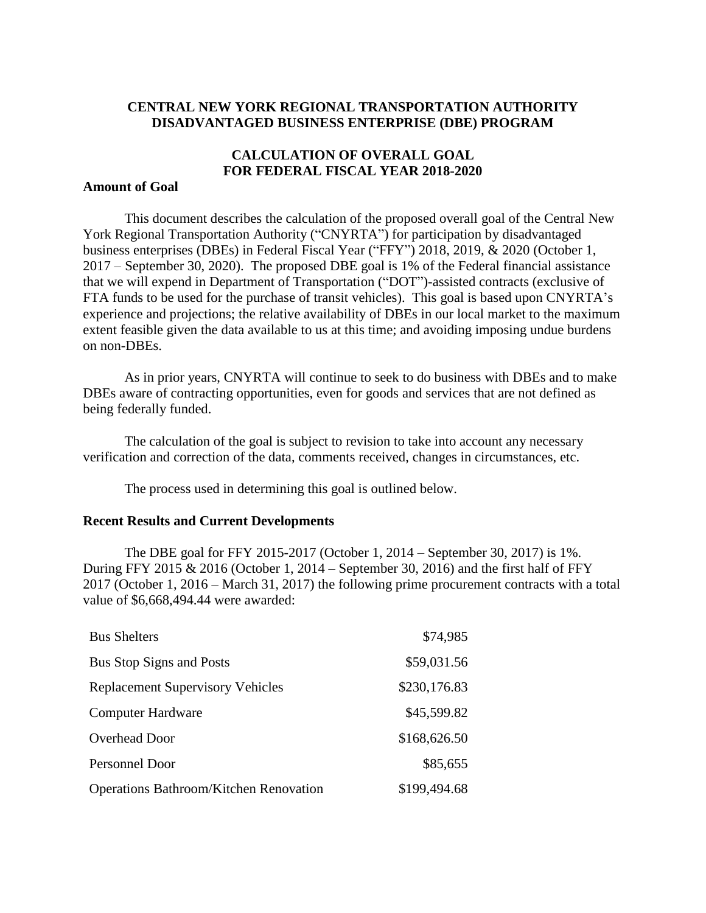**CENTRAL NEW YORK REGIONAL TRANSPORTATION AUTHORITY**
**DISADVANTAGED BUSINESS ENTERPRISE (DBE) PROGRAM**

**CALCULATION OF OVERALL GOAL**
**FOR FEDERAL FISCAL YEAR 2018-2020**

**Amount of Goal**

This document describes the calculation of the proposed overall goal of the Central New York Regional Transportation Authority ("CNYRTA") for participation by disadvantaged business enterprises (DBEs) in Federal Fiscal Year ("FFY") 2018, 2019, & 2020 (October 1, 2017 – September 30, 2020). The proposed DBE goal is 1% of the Federal financial assistance that we will expend in Department of Transportation ("DOT")-assisted contracts (exclusive of FTA funds to be used for the purchase of transit vehicles). This goal is based upon CNYRTA's experience and projections; the relative availability of DBEs in our local market to the maximum extent feasible given the data available to us at this time; and avoiding imposing undue burdens on non-DBEs.

As in prior years, CNYRTA will continue to seek to do business with DBEs and to make DBEs aware of contracting opportunities, even for goods and services that are not defined as being federally funded.

The calculation of the goal is subject to revision to take into account any necessary verification and correction of the data, comments received, changes in circumstances, etc.

The process used in determining this goal is outlined below.

**Recent Results and Current Developments**

The DBE goal for FFY 2015-2017 (October 1, 2014 – September 30, 2017) is 1%. During FFY 2015 & 2016 (October 1, 2014 – September 30, 2016) and the first half of FFY 2017 (October 1, 2016 – March 31, 2017) the following prime procurement contracts with a total value of $6,668,494.44 were awarded:

| | |
|---|---|
| Bus Shelters | $74,985 |
| Bus Stop Signs and Posts | $59,031.56 |
| Replacement Supervisory Vehicles | $230,176.83 |
| Computer Hardware | $45,599.82 |
| Overhead Door | $168,626.50 |
| Personnel Door | $85,655 |
| Operations Bathroom/Kitchen Renovation | $199,494.68 |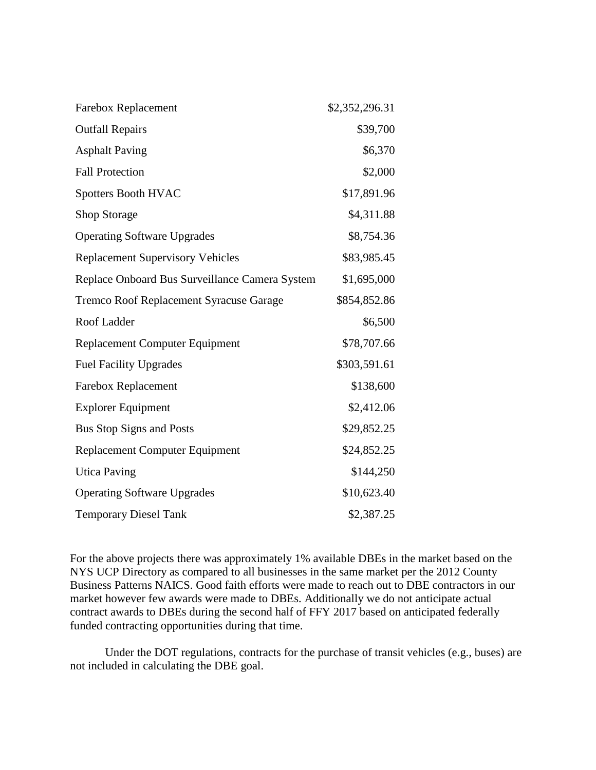| | |
|---|---|
| Farebox Replacement | $2,352,296.31 |
| Outfall Repairs | $39,700 |
| Asphalt Paving | $6,370 |
| Fall Protection | $2,000 |
| Spotters Booth HVAC | $17,891.96 |
| Shop Storage | $4,311.88 |
| Operating Software Upgrades | $8,754.36 |
| Replacement Supervisory Vehicles | $83,985.45 |
| Replace Onboard Bus Surveillance Camera System | $1,695,000 |
| Tremco Roof Replacement Syracuse Garage | $854,852.86 |
| Roof Ladder | $6,500 |
| Replacement Computer Equipment | $78,707.66 |
| Fuel Facility Upgrades | $303,591.61 |
| Farebox Replacement | $138,600 |
| Explorer Equipment | $2,412.06 |
| Bus Stop Signs and Posts | $29,852.25 |
| Replacement Computer Equipment | $24,852.25 |
| Utica Paving | $144,250 |
| Operating Software Upgrades | $10,623.40 |
| Temporary Diesel Tank | $2,387.25 |

For the above projects there was approximately 1% available DBEs in the market based on the NYS UCP Directory as compared to all businesses in the same market per the 2012 County Business Patterns NAICS. Good faith efforts were made to reach out to DBE contractors in our market however few awards were made to DBEs. Additionally we do not anticipate actual contract awards to DBEs during the second half of FFY 2017 based on anticipated federally funded contracting opportunities during that time.

Under the DOT regulations, contracts for the purchase of transit vehicles (e.g., buses) are not included in calculating the DBE goal.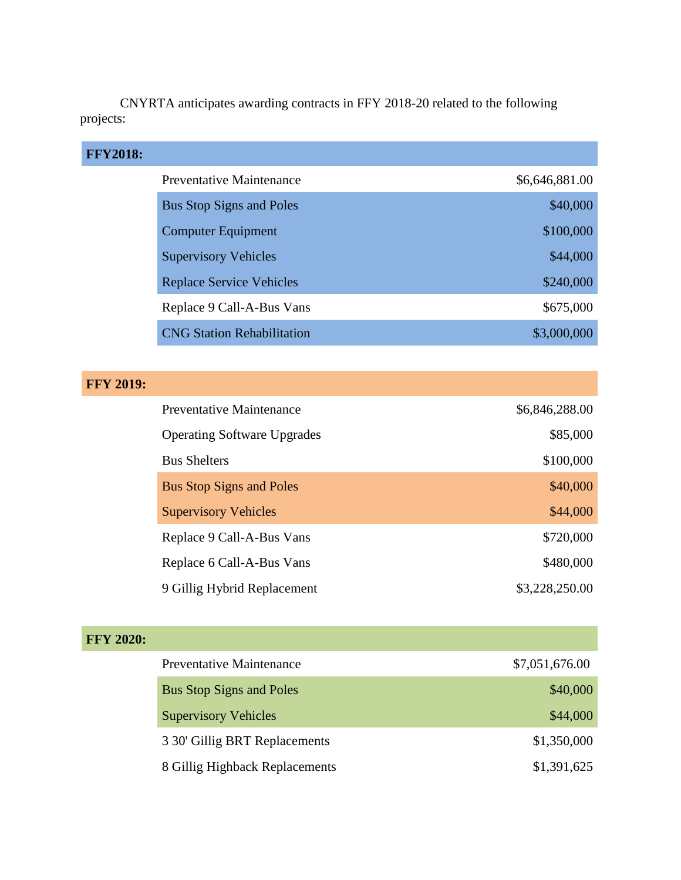CNYRTA anticipates awarding contracts in FFY 2018-20 related to the following projects:

| | | |
|---|---|---|
| **FFY2018:** | | |
| | Preventative Maintenance | $6,646,881.00 |
| | Bus Stop Signs and Poles | $40,000 |
| | Computer Equipment | $100,000 |
| | Supervisory Vehicles | $44,000 |
| | Replace Service Vehicles | $240,000 |
| | Replace 9 Call-A-Bus Vans | $675,000 |
| | CNG Station Rehabilitation | $3,000,000 |

| | | |
|---|---|---|
| **FFY 2019:** | | |
| | Preventative Maintenance | $6,846,288.00 |
| | Operating Software Upgrades | $85,000 |
| | Bus Shelters | $100,000 |
| | Bus Stop Signs and Poles | $40,000 |
| | Supervisory Vehicles | $44,000 |
| | Replace 9 Call-A-Bus Vans | $720,000 |
| | Replace 6 Call-A-Bus Vans | $480,000 |
| | 9 Gillig Hybrid Replacement | $3,228,250.00 |

| | | |
|---|---|---|
| **FFY 2020:** | | |
| | Preventative Maintenance | $7,051,676.00 |
| | Bus Stop Signs and Poles | $40,000 |
| | Supervisory Vehicles | $44,000 |
| | 3 30' Gillig BRT Replacements | $1,350,000 |
| | 8 Gillig Highback Replacements | $1,391,625 |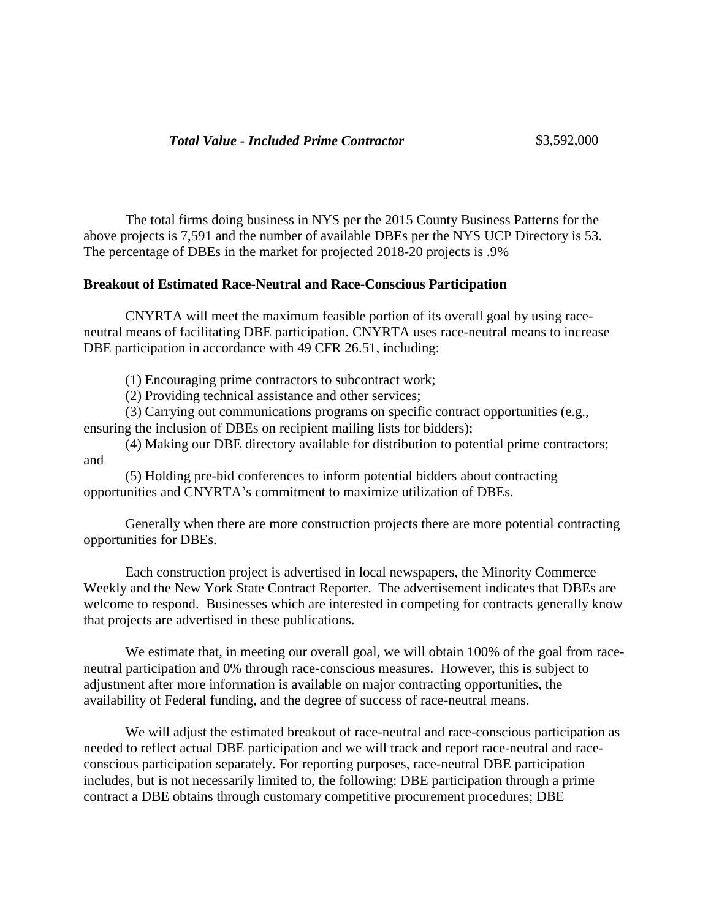| | |
|---|---|
| ***Total Value - Included Prime Contractor*** | $3,592,000 |

The total firms doing business in NYS per the 2015 County Business Patterns for the above projects is 7,591 and the number of available DBEs per the NYS UCP Directory is 53. The percentage of DBEs in the market for projected 2018-20 projects is .9%

**Breakout of Estimated Race-Neutral and Race-Conscious Participation**

CNYRTA will meet the maximum feasible portion of its overall goal by using race-neutral means of facilitating DBE participation. CNYRTA uses race-neutral means to increase DBE participation in accordance with 49 CFR 26.51, including:

(1) Encouraging prime contractors to subcontract work;

(2) Providing technical assistance and other services;

(3) Carrying out communications programs on specific contract opportunities (e.g., ensuring the inclusion of DBEs on recipient mailing lists for bidders);

(4) Making our DBE directory available for distribution to potential prime contractors; and

(5) Holding pre-bid conferences to inform potential bidders about contracting opportunities and CNYRTA's commitment to maximize utilization of DBEs.

Generally when there are more construction projects there are more potential contracting opportunities for DBEs.

Each construction project is advertised in local newspapers, the Minority Commerce Weekly and the New York State Contract Reporter. The advertisement indicates that DBEs are welcome to respond. Businesses which are interested in competing for contracts generally know that projects are advertised in these publications.

We estimate that, in meeting our overall goal, we will obtain 100% of the goal from race-neutral participation and 0% through race-conscious measures. However, this is subject to adjustment after more information is available on major contracting opportunities, the availability of Federal funding, and the degree of success of race-neutral means.

We will adjust the estimated breakout of race-neutral and race-conscious participation as needed to reflect actual DBE participation and we will track and report race-neutral and race-conscious participation separately. For reporting purposes, race-neutral DBE participation includes, but is not necessarily limited to, the following: DBE participation through a prime contract a DBE obtains through customary competitive procurement procedures; DBE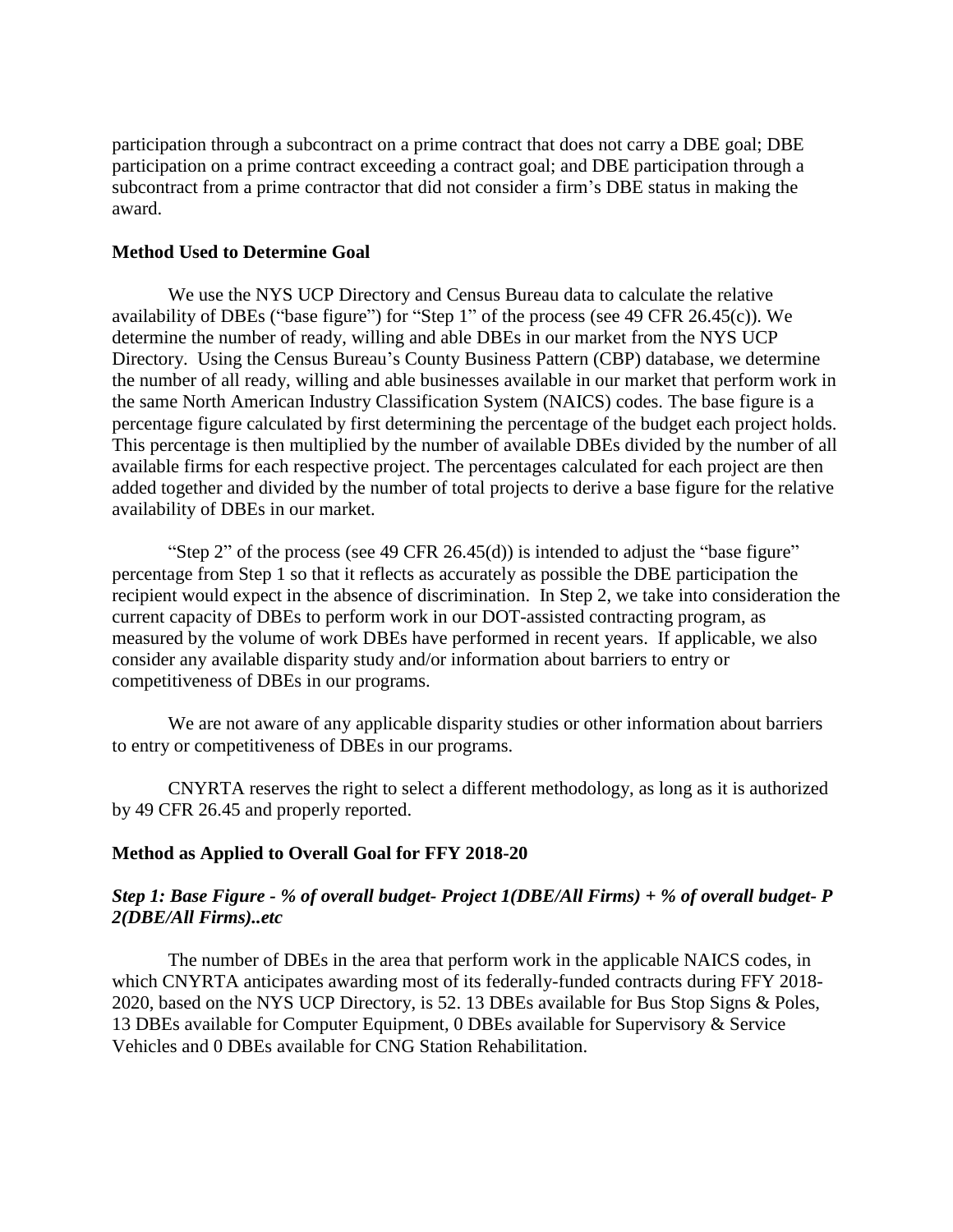participation through a subcontract on a prime contract that does not carry a DBE goal; DBE participation on a prime contract exceeding a contract goal; and DBE participation through a subcontract from a prime contractor that did not consider a firm's DBE status in making the award.

**Method Used to Determine Goal**

We use the NYS UCP Directory and Census Bureau data to calculate the relative availability of DBEs ("base figure") for "Step 1" of the process (see 49 CFR 26.45(c)). We determine the number of ready, willing and able DBEs in our market from the NYS UCP Directory. Using the Census Bureau's County Business Pattern (CBP) database, we determine the number of all ready, willing and able businesses available in our market that perform work in the same North American Industry Classification System (NAICS) codes. The base figure is a percentage figure calculated by first determining the percentage of the budget each project holds. This percentage is then multiplied by the number of available DBEs divided by the number of all available firms for each respective project. The percentages calculated for each project are then added together and divided by the number of total projects to derive a base figure for the relative availability of DBEs in our market.

"Step 2" of the process (see 49 CFR 26.45(d)) is intended to adjust the "base figure" percentage from Step 1 so that it reflects as accurately as possible the DBE participation the recipient would expect in the absence of discrimination. In Step 2, we take into consideration the current capacity of DBEs to perform work in our DOT-assisted contracting program, as measured by the volume of work DBEs have performed in recent years. If applicable, we also consider any available disparity study and/or information about barriers to entry or competitiveness of DBEs in our programs.

We are not aware of any applicable disparity studies or other information about barriers to entry or competitiveness of DBEs in our programs.

CNYRTA reserves the right to select a different methodology, as long as it is authorized by 49 CFR 26.45 and properly reported.

**Method as Applied to Overall Goal for FFY 2018-20**

***Step 1: Base Figure - % of overall budget- Project 1(DBE/All Firms) + % of overall budget- P 2(DBE/All Firms)..etc***

The number of DBEs in the area that perform work in the applicable NAICS codes, in which CNYRTA anticipates awarding most of its federally-funded contracts during FFY 2018-2020, based on the NYS UCP Directory, is 52. 13 DBEs available for Bus Stop Signs & Poles, 13 DBEs available for Computer Equipment, 0 DBEs available for Supervisory & Service Vehicles and 0 DBEs available for CNG Station Rehabilitation.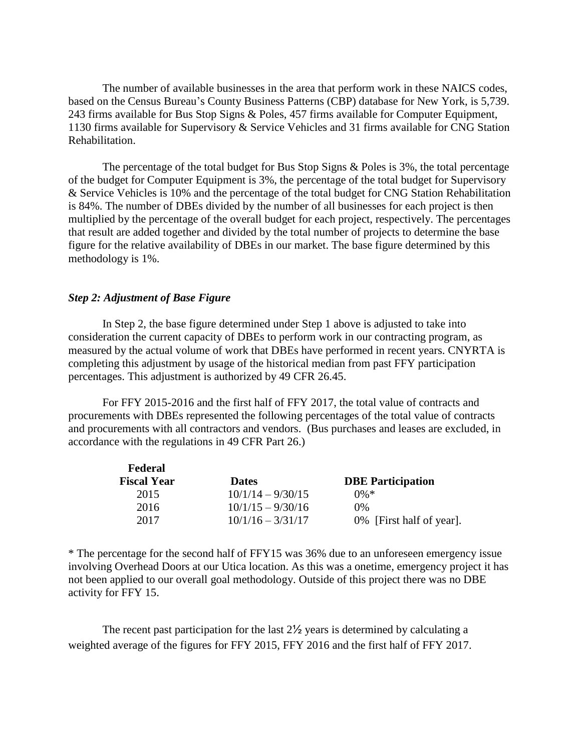The number of available businesses in the area that perform work in these NAICS codes, based on the Census Bureau's County Business Patterns (CBP) database for New York, is 5,739. 243 firms available for Bus Stop Signs & Poles, 457 firms available for Computer Equipment, 1130 firms available for Supervisory & Service Vehicles and 31 firms available for CNG Station Rehabilitation.

The percentage of the total budget for Bus Stop Signs & Poles is 3%, the total percentage of the budget for Computer Equipment is 3%, the percentage of the total budget for Supervisory & Service Vehicles is 10% and the percentage of the total budget for CNG Station Rehabilitation is 84%. The number of DBEs divided by the number of all businesses for each project is then multiplied by the percentage of the overall budget for each project, respectively. The percentages that result are added together and divided by the total number of projects to determine the base figure for the relative availability of DBEs in our market. The base figure determined by this methodology is 1%.

***Step 2: Adjustment of Base Figure***

In Step 2, the base figure determined under Step 1 above is adjusted to take into consideration the current capacity of DBEs to perform work in our contracting program, as measured by the actual volume of work that DBEs have performed in recent years. CNYRTA is completing this adjustment by usage of the historical median from past FFY participation percentages. This adjustment is authorized by 49 CFR 26.45.

For FFY 2015-2016 and the first half of FFY 2017, the total value of contracts and procurements with DBEs represented the following percentages of the total value of contracts and procurements with all contractors and vendors. (Bus purchases and leases are excluded, in accordance with the regulations in 49 CFR Part 26.)

| Federal Fiscal Year | Dates | DBE Participation |
|---|---|---|
| 2015 | 10/1/14 – 9/30/15 | 0%* |
| 2016 | 10/1/15 – 9/30/16 | 0% |
| 2017 | 10/1/16 – 3/31/17 | 0% [First half of year]. |

* The percentage for the second half of FFY15 was 36% due to an unforeseen emergency issue involving Overhead Doors at our Utica location. As this was a onetime, emergency project it has not been applied to our overall goal methodology. Outside of this project there was no DBE activity for FFY 15.

The recent past participation for the last 2½ years is determined by calculating a weighted average of the figures for FFY 2015, FFY 2016 and the first half of FFY 2017.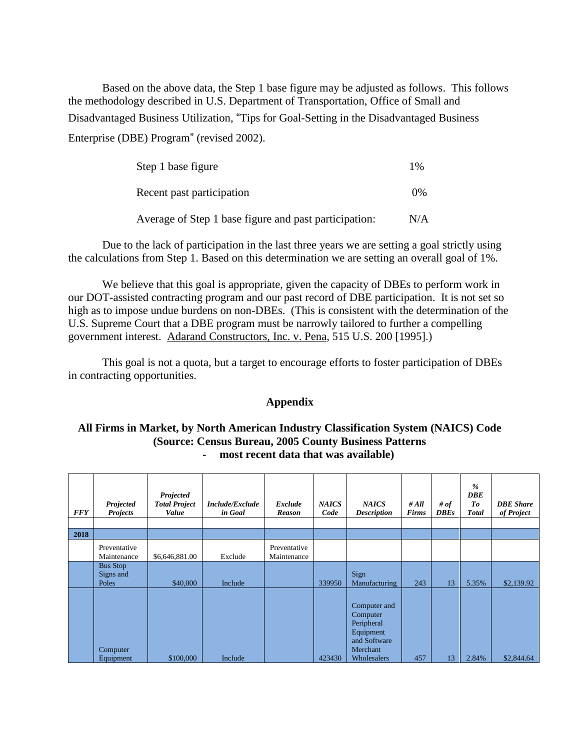Based on the above data, the Step 1 base figure may be adjusted as follows. This follows the methodology described in U.S. Department of Transportation, Office of Small and Disadvantaged Business Utilization, "Tips for Goal-Setting in the Disadvantaged Business Enterprise (DBE) Program" (revised 2002).

| | |
|---|---|
| Step 1 base figure | 1% |
| Recent past participation | 0% |
| Average of Step 1 base figure and past participation: | N/A |

Due to the lack of participation in the last three years we are setting a goal strictly using the calculations from Step 1. Based on this determination we are setting an overall goal of 1%.

We believe that this goal is appropriate, given the capacity of DBEs to perform work in our DOT-assisted contracting program and our past record of DBE participation. It is not set so high as to impose undue burdens on non-DBEs. (This is consistent with the determination of the U.S. Supreme Court that a DBE program must be narrowly tailored to further a compelling government interest. Adarand Constructors, Inc. v. Pena, 515 U.S. 200 [1995].)

This goal is not a quota, but a target to encourage efforts to foster participation of DBEs in contracting opportunities.

## Appendix

### All Firms in Market, by North American Industry Classification System (NAICS) Code (Source: Census Bureau, 2005 County Business Patterns - most recent data that was available)

| *FFY* | *Projected Projects* | *Projected Total Project Value* | *Include/Exclude in Goal* | *Exclude Reason* | *NAICS Code* | *NAICS Description* | *# All Firms* | *# of DBEs* | *% DBE To Total* | *DBE Share of Project* |
|---|---|---|---|---|---|---|---|---|---|---|
| | | | | | | | | | | |
| 2018 | | | | | | | | | | |
| | Preventative Maintenance | $6,646,881.00 | Exclude | Preventative Maintenance | | | | | | |
| | Bus Stop Signs and Poles | $40,000 | Include | | 339950 | Sign Manufacturing | 243 | 13 | 5.35% | $2,139.92 |
| | Computer Equipment | $100,000 | Include | | 423430 | Computer and Computer Peripheral Equipment and Software Merchant Wholesalers | 457 | 13 | 2.84% | $2,844.64 |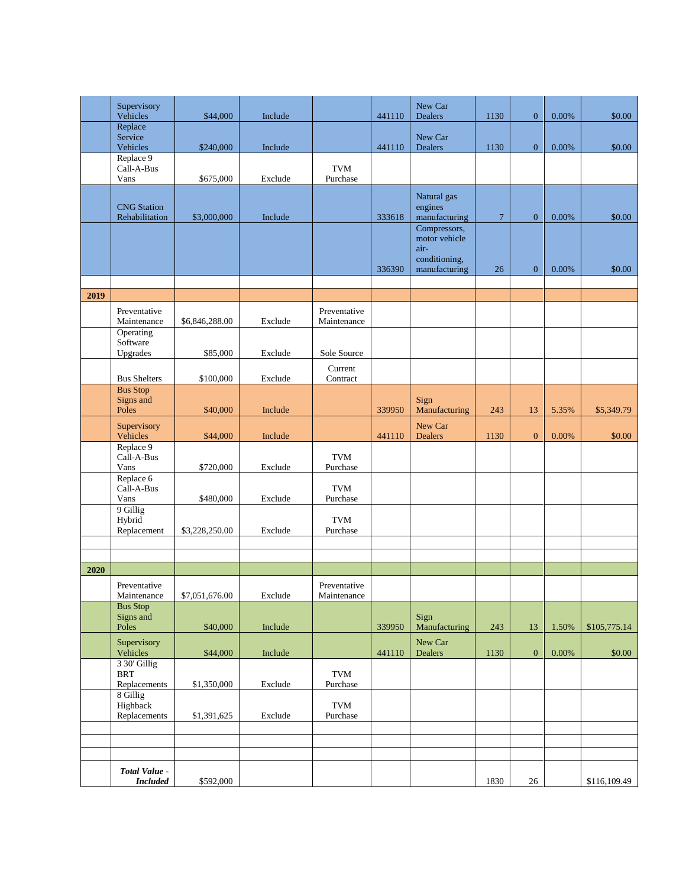| | | | | | | | | | | |
|---|---|---|---|---|---|---|---|---|---|---|
| | Supervisory Vehicles | $44,000 | Include | | 441110 | New Car Dealers | 1130 | 0 | 0.00% | $0.00 |
| | Replace Service Vehicles | $240,000 | Include | | 441110 | New Car Dealers | 1130 | 0 | 0.00% | $0.00 |
| | Replace 9 Call-A-Bus Vans | $675,000 | Exclude | TVM Purchase | | | | | | |
| | CNG Station Rehabilitation | $3,000,000 | Include | | 333618 | Natural gas engines manufacturing | 7 | 0 | 0.00% | $0.00 |
| | | | | | 336390 | Compressors, motor vehicle air-conditioning, manufacturing | 26 | 0 | 0.00% | $0.00 |
| | | | | | | | | | | |
| **2019** | | | | | | | | | | |
| | Preventative Maintenance | $6,846,288.00 | Exclude | Preventative Maintenance | | | | | | |
| | Operating Software Upgrades | $85,000 | Exclude | Sole Source | | | | | | |
| | Bus Shelters | $100,000 | Exclude | Current Contract | | | | | | |
| | Bus Stop Signs and Poles | $40,000 | Include | | 339950 | Sign Manufacturing | 243 | 13 | 5.35% | $5,349.79 |
| | Supervisory Vehicles | $44,000 | Include | | 441110 | New Car Dealers | 1130 | 0 | 0.00% | $0.00 |
| | Replace 9 Call-A-Bus Vans | $720,000 | Exclude | TVM Purchase | | | | | | |
| | Replace 6 Call-A-Bus Vans | $480,000 | Exclude | TVM Purchase | | | | | | |
| | 9 Gillig Hybrid Replacement | $3,228,250.00 | Exclude | TVM Purchase | | | | | | |
| | | | | | | | | | | |
| | | | | | | | | | | |
| **2020** | | | | | | | | | | |
| | Preventative Maintenance | $7,051,676.00 | Exclude | Preventative Maintenance | | | | | | |
| | Bus Stop Signs and Poles | $40,000 | Include | | 339950 | Sign Manufacturing | 243 | 13 | 1.50% | $105,775.14 |
| | Supervisory Vehicles | $44,000 | Include | | 441110 | New Car Dealers | 1130 | 0 | 0.00% | $0.00 |
| | 3 30' Gillig BRT Replacements | $1,350,000 | Exclude | TVM Purchase | | | | | | |
| | 8 Gillig Highback Replacements | $1,391,625 | Exclude | TVM Purchase | | | | | | |
| | | | | | | | | | | |
| | | | | | | | | | | |
| | | | | | | | | | | |
| | ***Total Value - Included*** | $592,000 | | | | | 1830 | 26 | | $116,109.49 |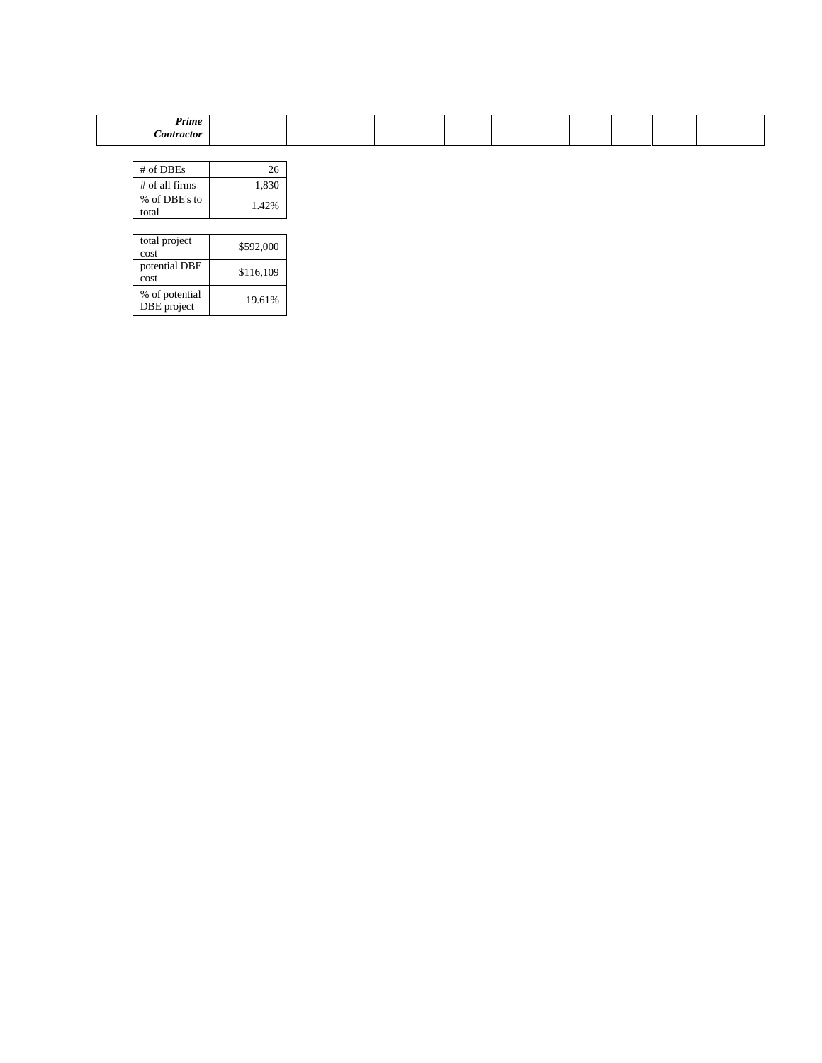| | | | | | | | | | | |
|---|---|---|---|---|---|---|---|---|---|---|
| | ***Prime Contractor*** | | | | | | | | | |

| | |
|---|---|
| # of DBEs | 26 |
| # of all firms | 1,830 |
| % of DBE's to total | 1.42% |

| | |
|---|---|
| total project cost | $592,000 |
| potential DBE cost | $116,109 |
| % of potential DBE project | 19.61% |